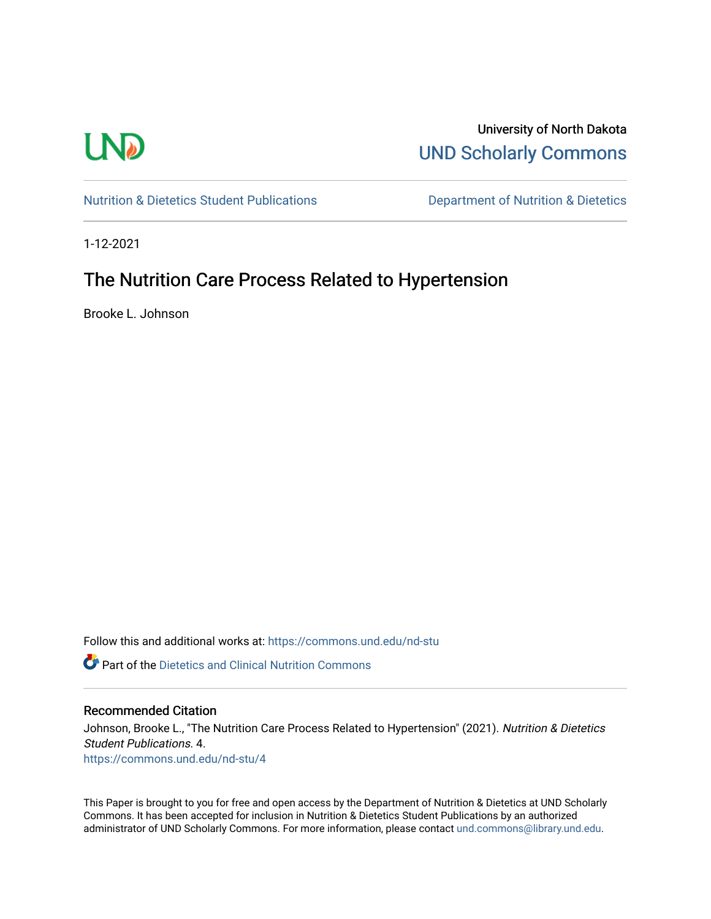University of North Dakota

UND Scholarly Commons

Nutrition & Dietetics Student Publications

Department of Nutrition & Dietetics

1-12-2021

# The Nutrition Care Process Related to Hypertension

Brooke L. Johnson

Follow this and additional works at: https://commons.und.edu/nd-stu

Part of the Dietetics and Clinical Nutrition Commons

### Recommended Citation

Johnson, Brooke L., "The Nutrition Care Process Related to Hypertension" (2021). *Nutrition & Dietetics Student Publications.* 4.
https://commons.und.edu/nd-stu/4

This Paper is brought to you for free and open access by the Department of Nutrition & Dietetics at UND Scholarly Commons. It has been accepted for inclusion in Nutrition & Dietetics Student Publications by an authorized administrator of UND Scholarly Commons. For more information, please contact und.commons@library.und.edu.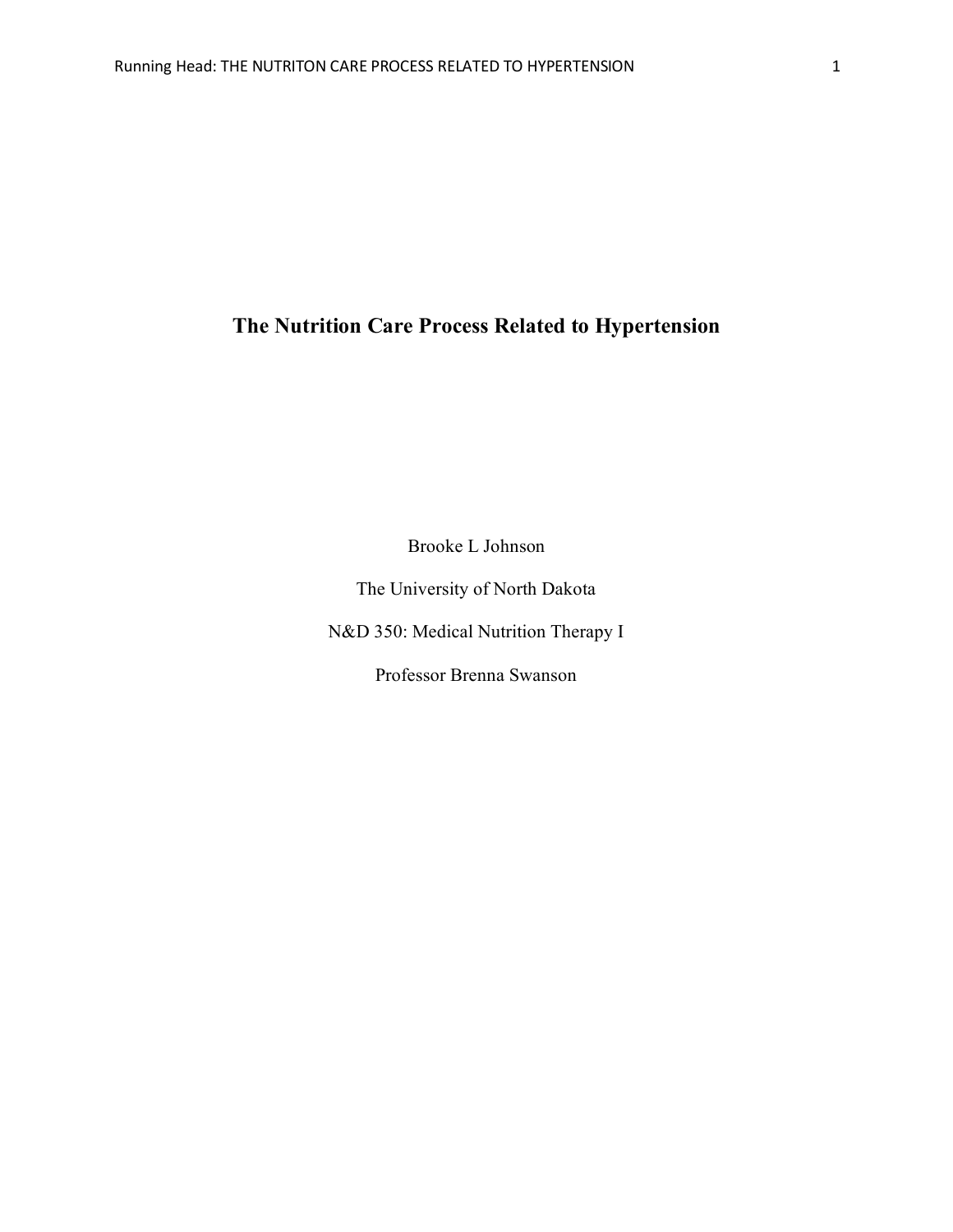# The Nutrition Care Process Related to Hypertension

Brooke L Johnson

The University of North Dakota

N&D 350: Medical Nutrition Therapy I

Professor Brenna Swanson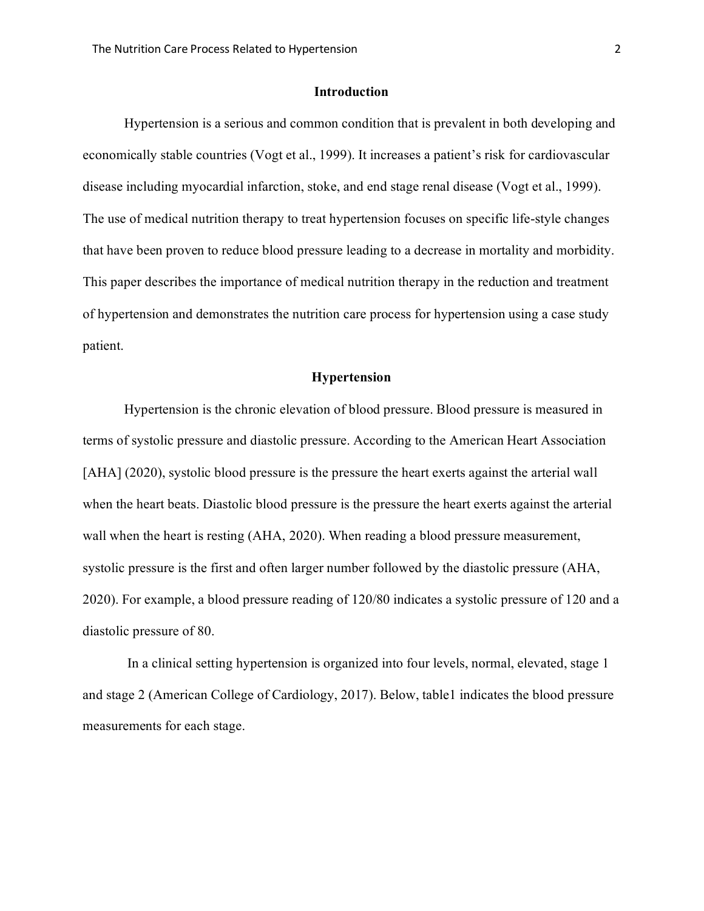## Introduction

Hypertension is a serious and common condition that is prevalent in both developing and economically stable countries (Vogt et al., 1999). It increases a patient's risk for cardiovascular disease including myocardial infarction, stoke, and end stage renal disease (Vogt et al., 1999). The use of medical nutrition therapy to treat hypertension focuses on specific life-style changes that have been proven to reduce blood pressure leading to a decrease in mortality and morbidity. This paper describes the importance of medical nutrition therapy in the reduction and treatment of hypertension and demonstrates the nutrition care process for hypertension using a case study patient.

## Hypertension

Hypertension is the chronic elevation of blood pressure. Blood pressure is measured in terms of systolic pressure and diastolic pressure. According to the American Heart Association [AHA] (2020), systolic blood pressure is the pressure the heart exerts against the arterial wall when the heart beats. Diastolic blood pressure is the pressure the heart exerts against the arterial wall when the heart is resting (AHA, 2020). When reading a blood pressure measurement, systolic pressure is the first and often larger number followed by the diastolic pressure (AHA, 2020). For example, a blood pressure reading of 120/80 indicates a systolic pressure of 120 and a diastolic pressure of 80.

In a clinical setting hypertension is organized into four levels, normal, elevated, stage 1 and stage 2 (American College of Cardiology, 2017). Below, table1 indicates the blood pressure measurements for each stage.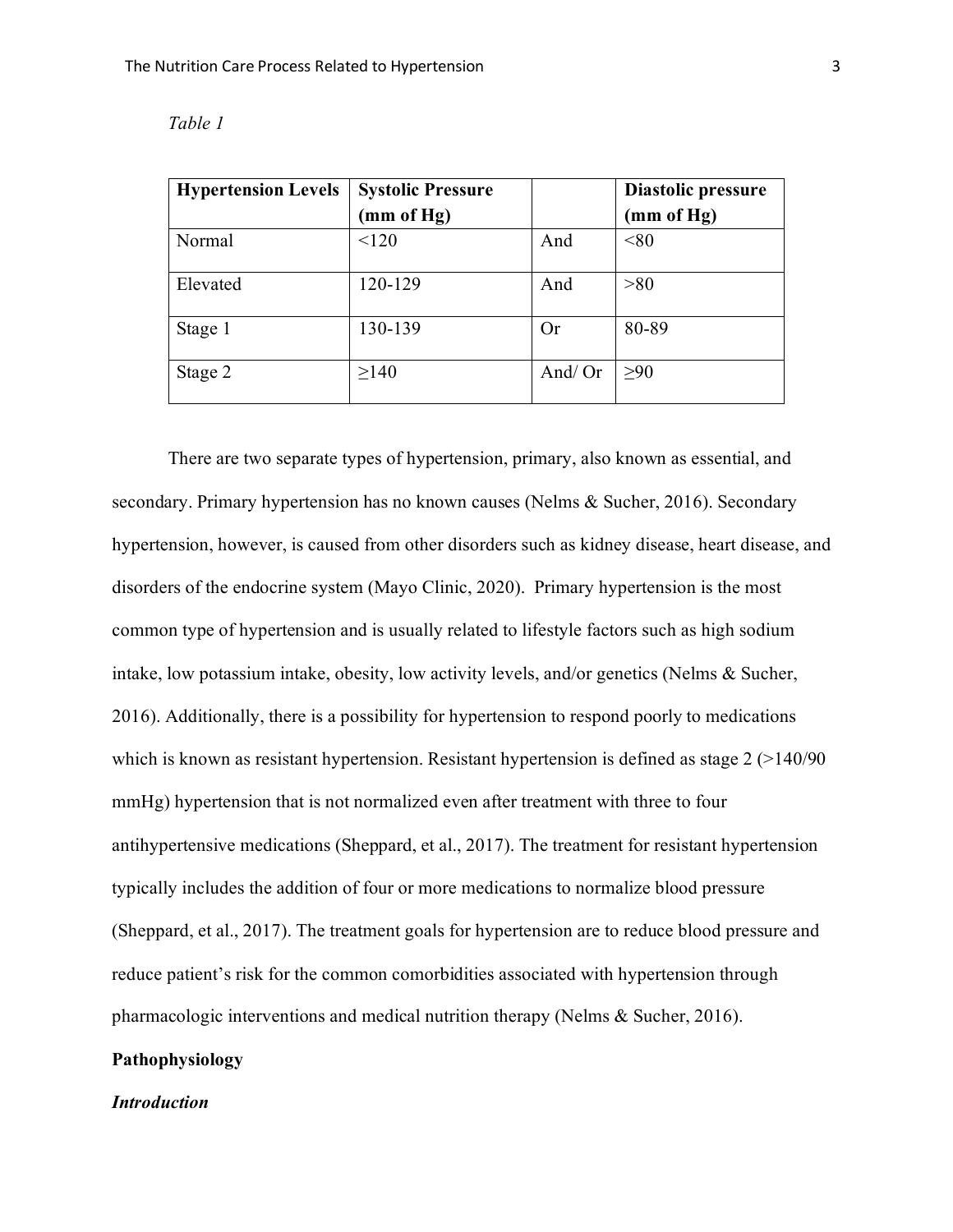*Table 1*

| Hypertension Levels | Systolic Pressure (mm of Hg) | | Diastolic pressure (mm of Hg) |
|---|---|---|---|
| Normal | <120 | And | <80 |
| Elevated | 120-129 | And | >80 |
| Stage 1 | 130-139 | Or | 80-89 |
| Stage 2 | ≥140 | And/ Or | ≥90 |

There are two separate types of hypertension, primary, also known as essential, and secondary. Primary hypertension has no known causes (Nelms & Sucher, 2016). Secondary hypertension, however, is caused from other disorders such as kidney disease, heart disease, and disorders of the endocrine system (Mayo Clinic, 2020). Primary hypertension is the most common type of hypertension and is usually related to lifestyle factors such as high sodium intake, low potassium intake, obesity, low activity levels, and/or genetics (Nelms & Sucher, 2016). Additionally, there is a possibility for hypertension to respond poorly to medications which is known as resistant hypertension. Resistant hypertension is defined as stage 2 (>140/90 mmHg) hypertension that is not normalized even after treatment with three to four antihypertensive medications (Sheppard, et al., 2017). The treatment for resistant hypertension typically includes the addition of four or more medications to normalize blood pressure (Sheppard, et al., 2017). The treatment goals for hypertension are to reduce blood pressure and reduce patient's risk for the common comorbidities associated with hypertension through pharmacologic interventions and medical nutrition therapy (Nelms & Sucher, 2016).

## Pathophysiology

### *Introduction*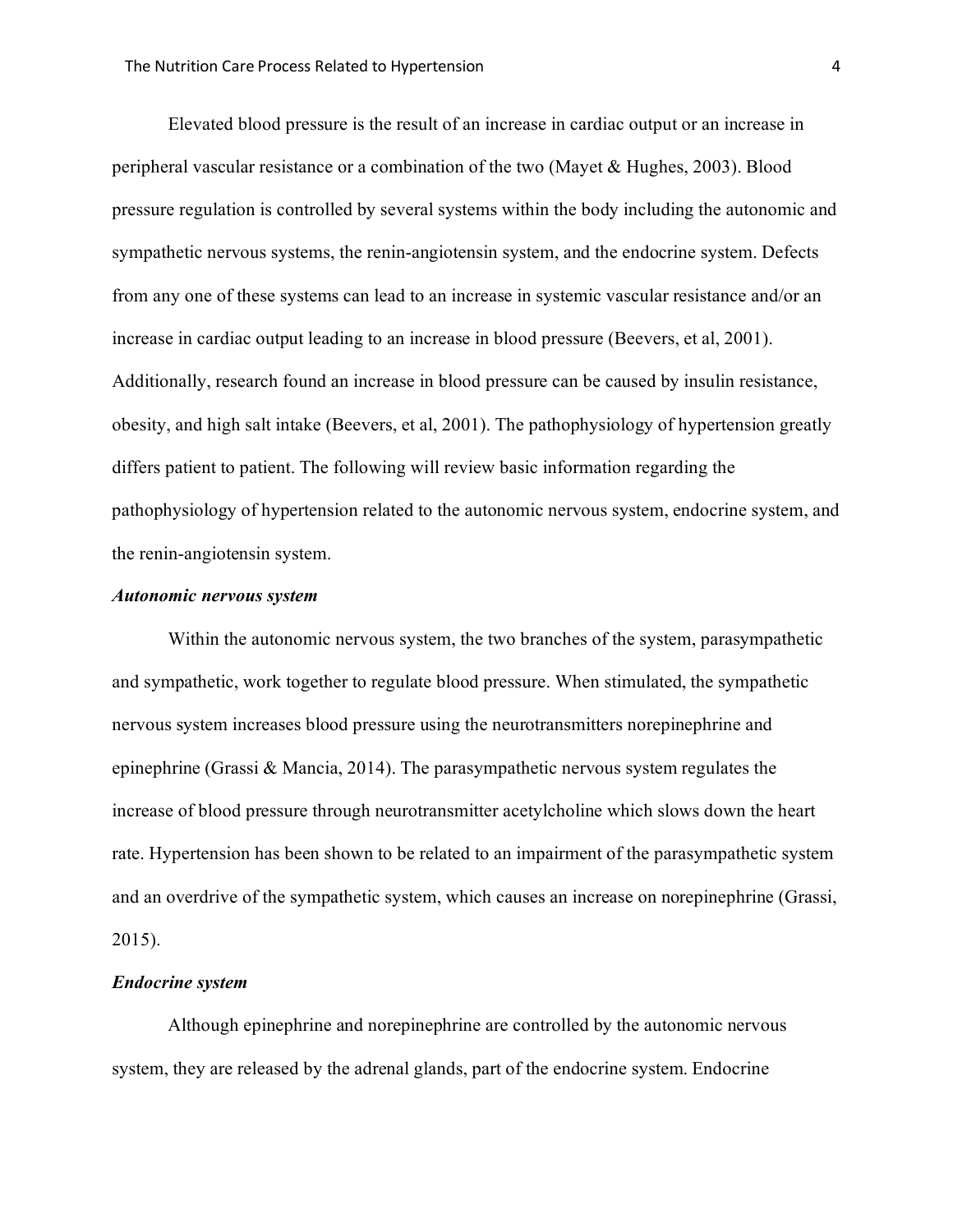Elevated blood pressure is the result of an increase in cardiac output or an increase in peripheral vascular resistance or a combination of the two (Mayet & Hughes, 2003). Blood pressure regulation is controlled by several systems within the body including the autonomic and sympathetic nervous systems, the renin-angiotensin system, and the endocrine system. Defects from any one of these systems can lead to an increase in systemic vascular resistance and/or an increase in cardiac output leading to an increase in blood pressure (Beevers, et al, 2001). Additionally, research found an increase in blood pressure can be caused by insulin resistance, obesity, and high salt intake (Beevers, et al, 2001). The pathophysiology of hypertension greatly differs patient to patient. The following will review basic information regarding the pathophysiology of hypertension related to the autonomic nervous system, endocrine system, and the renin-angiotensin system.

***Autonomic nervous system***

Within the autonomic nervous system, the two branches of the system, parasympathetic and sympathetic, work together to regulate blood pressure. When stimulated, the sympathetic nervous system increases blood pressure using the neurotransmitters norepinephrine and epinephrine (Grassi & Mancia, 2014). The parasympathetic nervous system regulates the increase of blood pressure through neurotransmitter acetylcholine which slows down the heart rate. Hypertension has been shown to be related to an impairment of the parasympathetic system and an overdrive of the sympathetic system, which causes an increase on norepinephrine (Grassi, 2015).

***Endocrine system***

Although epinephrine and norepinephrine are controlled by the autonomic nervous system, they are released by the adrenal glands, part of the endocrine system. Endocrine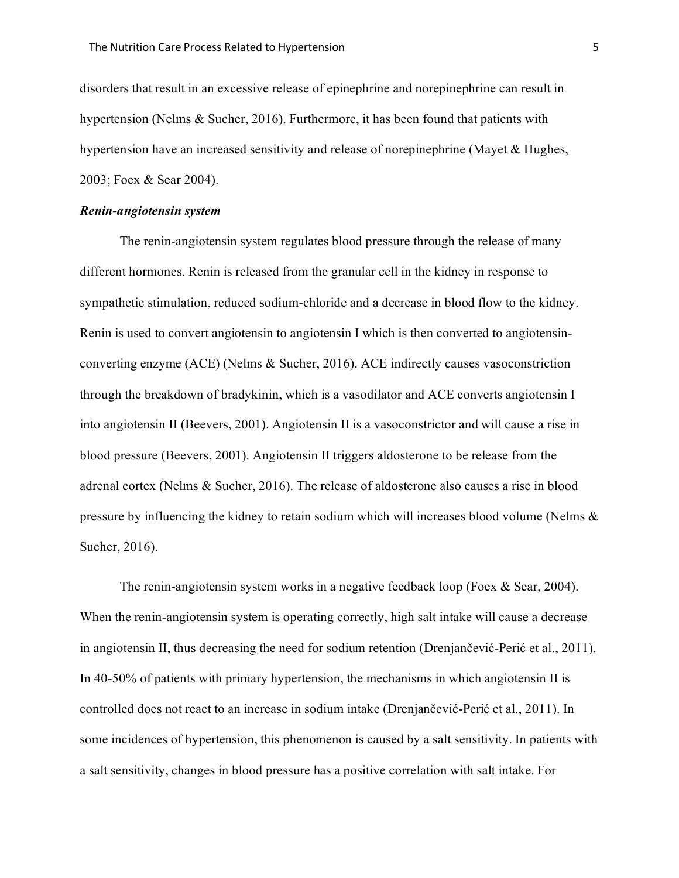disorders that result in an excessive release of epinephrine and norepinephrine can result in hypertension (Nelms & Sucher, 2016). Furthermore, it has been found that patients with hypertension have an increased sensitivity and release of norepinephrine (Mayet & Hughes, 2003; Foex & Sear 2004).

***Renin-angiotensin system***

The renin-angiotensin system regulates blood pressure through the release of many different hormones. Renin is released from the granular cell in the kidney in response to sympathetic stimulation, reduced sodium-chloride and a decrease in blood flow to the kidney. Renin is used to convert angiotensin to angiotensin I which is then converted to angiotensin-converting enzyme (ACE) (Nelms & Sucher, 2016). ACE indirectly causes vasoconstriction through the breakdown of bradykinin, which is a vasodilator and ACE converts angiotensin I into angiotensin II (Beevers, 2001). Angiotensin II is a vasoconstrictor and will cause a rise in blood pressure (Beevers, 2001). Angiotensin II triggers aldosterone to be release from the adrenal cortex (Nelms & Sucher, 2016). The release of aldosterone also causes a rise in blood pressure by influencing the kidney to retain sodium which will increases blood volume (Nelms & Sucher, 2016).

The renin-angiotensin system works in a negative feedback loop (Foex & Sear, 2004). When the renin-angiotensin system is operating correctly, high salt intake will cause a decrease in angiotensin II, thus decreasing the need for sodium retention (Drenjančević-Perić et al., 2011). In 40-50% of patients with primary hypertension, the mechanisms in which angiotensin II is controlled does not react to an increase in sodium intake (Drenjančević-Perić et al., 2011). In some incidences of hypertension, this phenomenon is caused by a salt sensitivity. In patients with a salt sensitivity, changes in blood pressure has a positive correlation with salt intake. For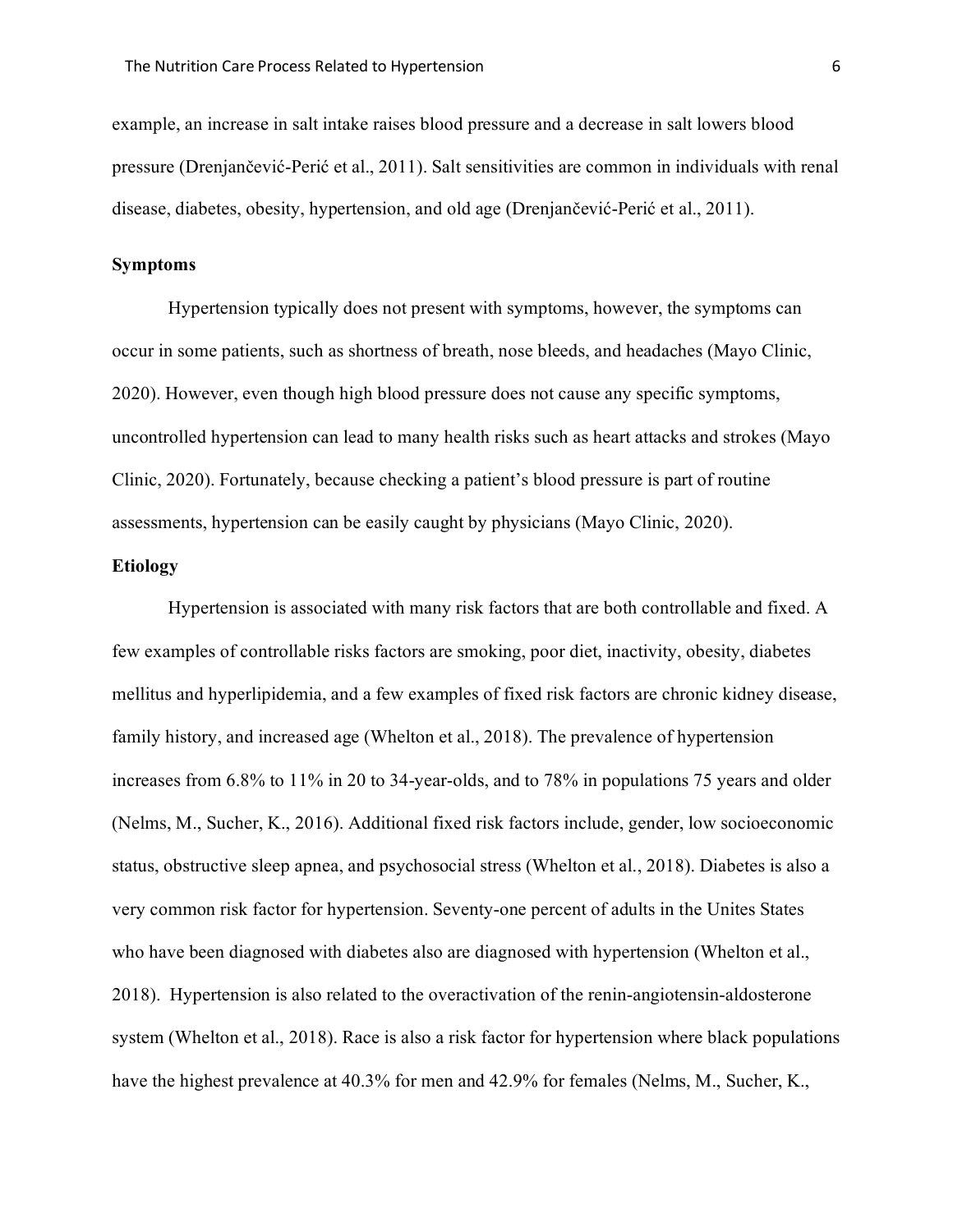example, an increase in salt intake raises blood pressure and a decrease in salt lowers blood pressure (Drenjančević-Perić et al., 2011). Salt sensitivities are common in individuals with renal disease, diabetes, obesity, hypertension, and old age (Drenjančević-Perić et al., 2011).

**Symptoms**

Hypertension typically does not present with symptoms, however, the symptoms can occur in some patients, such as shortness of breath, nose bleeds, and headaches (Mayo Clinic, 2020). However, even though high blood pressure does not cause any specific symptoms, uncontrolled hypertension can lead to many health risks such as heart attacks and strokes (Mayo Clinic, 2020). Fortunately, because checking a patient's blood pressure is part of routine assessments, hypertension can be easily caught by physicians (Mayo Clinic, 2020).

**Etiology**

Hypertension is associated with many risk factors that are both controllable and fixed. A few examples of controllable risks factors are smoking, poor diet, inactivity, obesity, diabetes mellitus and hyperlipidemia, and a few examples of fixed risk factors are chronic kidney disease, family history, and increased age (Whelton et al., 2018). The prevalence of hypertension increases from 6.8% to 11% in 20 to 34-year-olds, and to 78% in populations 75 years and older (Nelms, M., Sucher, K., 2016). Additional fixed risk factors include, gender, low socioeconomic status, obstructive sleep apnea, and psychosocial stress (Whelton et al., 2018). Diabetes is also a very common risk factor for hypertension. Seventy-one percent of adults in the Unites States who have been diagnosed with diabetes also are diagnosed with hypertension (Whelton et al., 2018). Hypertension is also related to the overactivation of the renin-angiotensin-aldosterone system (Whelton et al., 2018). Race is also a risk factor for hypertension where black populations have the highest prevalence at 40.3% for men and 42.9% for females (Nelms, M., Sucher, K.,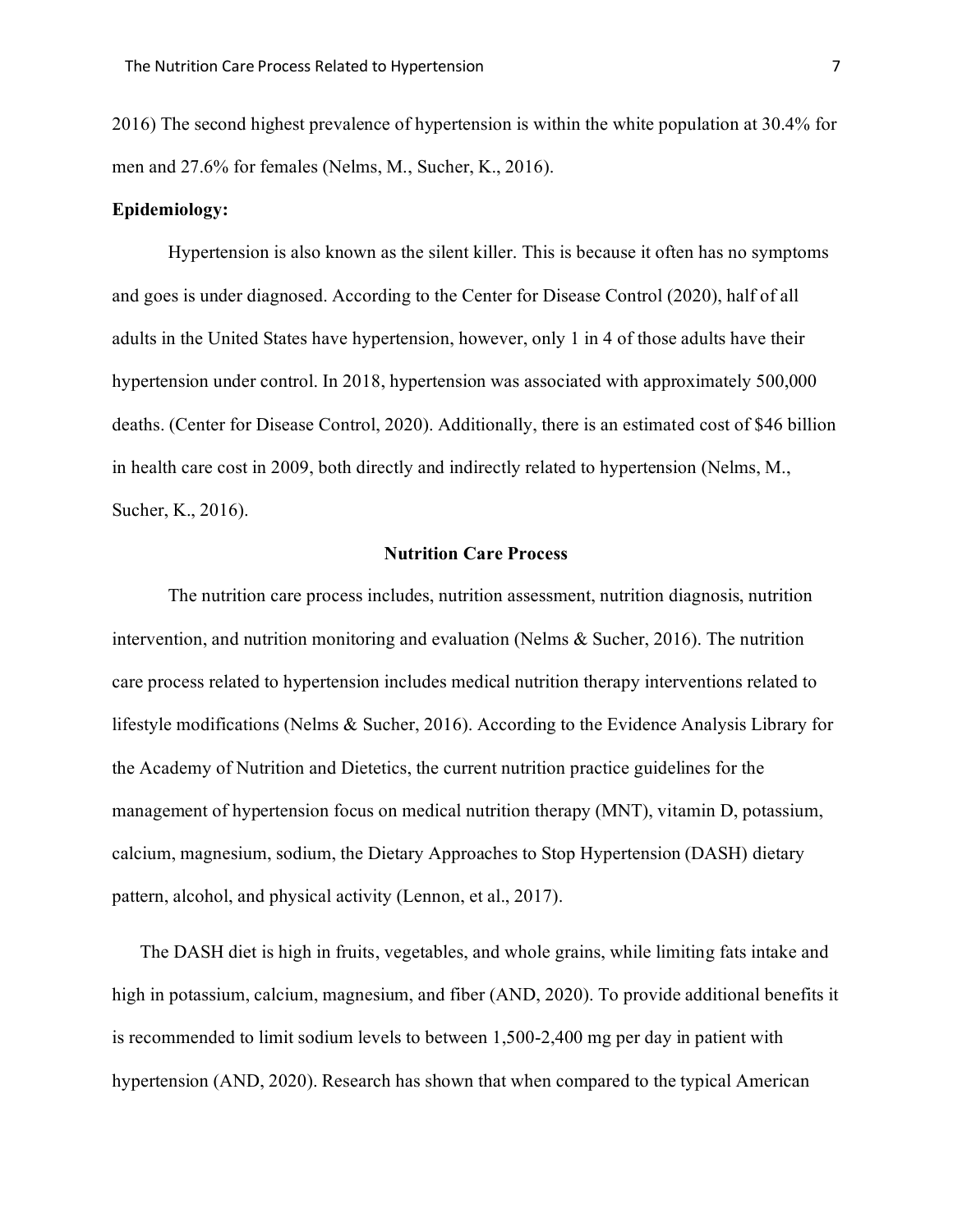2016) The second highest prevalence of hypertension is within the white population at 30.4% for men and 27.6% for females (Nelms, M., Sucher, K., 2016).

**Epidemiology:**

Hypertension is also known as the silent killer. This is because it often has no symptoms and goes is under diagnosed. According to the Center for Disease Control (2020), half of all adults in the United States have hypertension, however, only 1 in 4 of those adults have their hypertension under control. In 2018, hypertension was associated with approximately 500,000 deaths. (Center for Disease Control, 2020). Additionally, there is an estimated cost of $46 billion in health care cost in 2009, both directly and indirectly related to hypertension (Nelms, M., Sucher, K., 2016).

## Nutrition Care Process

The nutrition care process includes, nutrition assessment, nutrition diagnosis, nutrition intervention, and nutrition monitoring and evaluation (Nelms & Sucher, 2016). The nutrition care process related to hypertension includes medical nutrition therapy interventions related to lifestyle modifications (Nelms & Sucher, 2016). According to the Evidence Analysis Library for the Academy of Nutrition and Dietetics, the current nutrition practice guidelines for the management of hypertension focus on medical nutrition therapy (MNT), vitamin D, potassium, calcium, magnesium, sodium, the Dietary Approaches to Stop Hypertension (DASH) dietary pattern, alcohol, and physical activity (Lennon, et al., 2017).

The DASH diet is high in fruits, vegetables, and whole grains, while limiting fats intake and high in potassium, calcium, magnesium, and fiber (AND, 2020). To provide additional benefits it is recommended to limit sodium levels to between 1,500-2,400 mg per day in patient with hypertension (AND, 2020). Research has shown that when compared to the typical American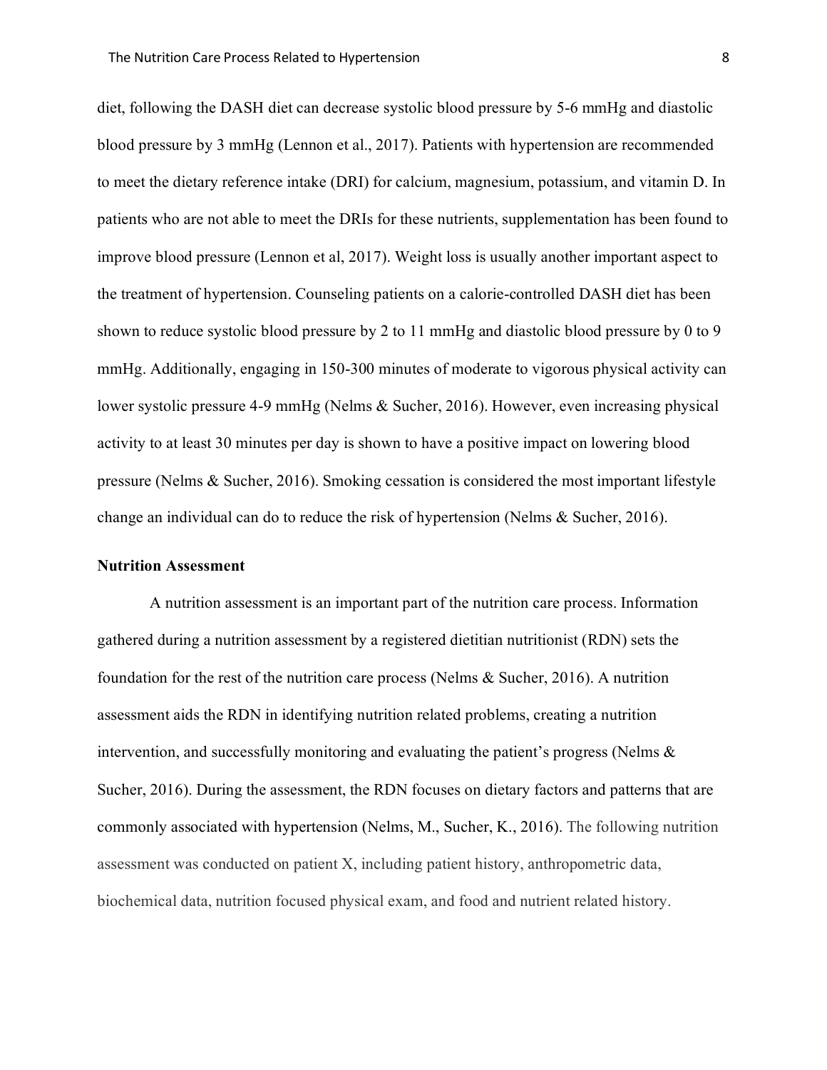diet, following the DASH diet can decrease systolic blood pressure by 5-6 mmHg and diastolic blood pressure by 3 mmHg (Lennon et al., 2017). Patients with hypertension are recommended to meet the dietary reference intake (DRI) for calcium, magnesium, potassium, and vitamin D. In patients who are not able to meet the DRIs for these nutrients, supplementation has been found to improve blood pressure (Lennon et al, 2017). Weight loss is usually another important aspect to the treatment of hypertension. Counseling patients on a calorie-controlled DASH diet has been shown to reduce systolic blood pressure by 2 to 11 mmHg and diastolic blood pressure by 0 to 9 mmHg. Additionally, engaging in 150-300 minutes of moderate to vigorous physical activity can lower systolic pressure 4-9 mmHg (Nelms & Sucher, 2016). However, even increasing physical activity to at least 30 minutes per day is shown to have a positive impact on lowering blood pressure (Nelms & Sucher, 2016). Smoking cessation is considered the most important lifestyle change an individual can do to reduce the risk of hypertension (Nelms & Sucher, 2016).

**Nutrition Assessment**

A nutrition assessment is an important part of the nutrition care process. Information gathered during a nutrition assessment by a registered dietitian nutritionist (RDN) sets the foundation for the rest of the nutrition care process (Nelms & Sucher, 2016). A nutrition assessment aids the RDN in identifying nutrition related problems, creating a nutrition intervention, and successfully monitoring and evaluating the patient's progress (Nelms & Sucher, 2016). During the assessment, the RDN focuses on dietary factors and patterns that are commonly associated with hypertension (Nelms, M., Sucher, K., 2016). The following nutrition assessment was conducted on patient X, including patient history, anthropometric data, biochemical data, nutrition focused physical exam, and food and nutrient related history.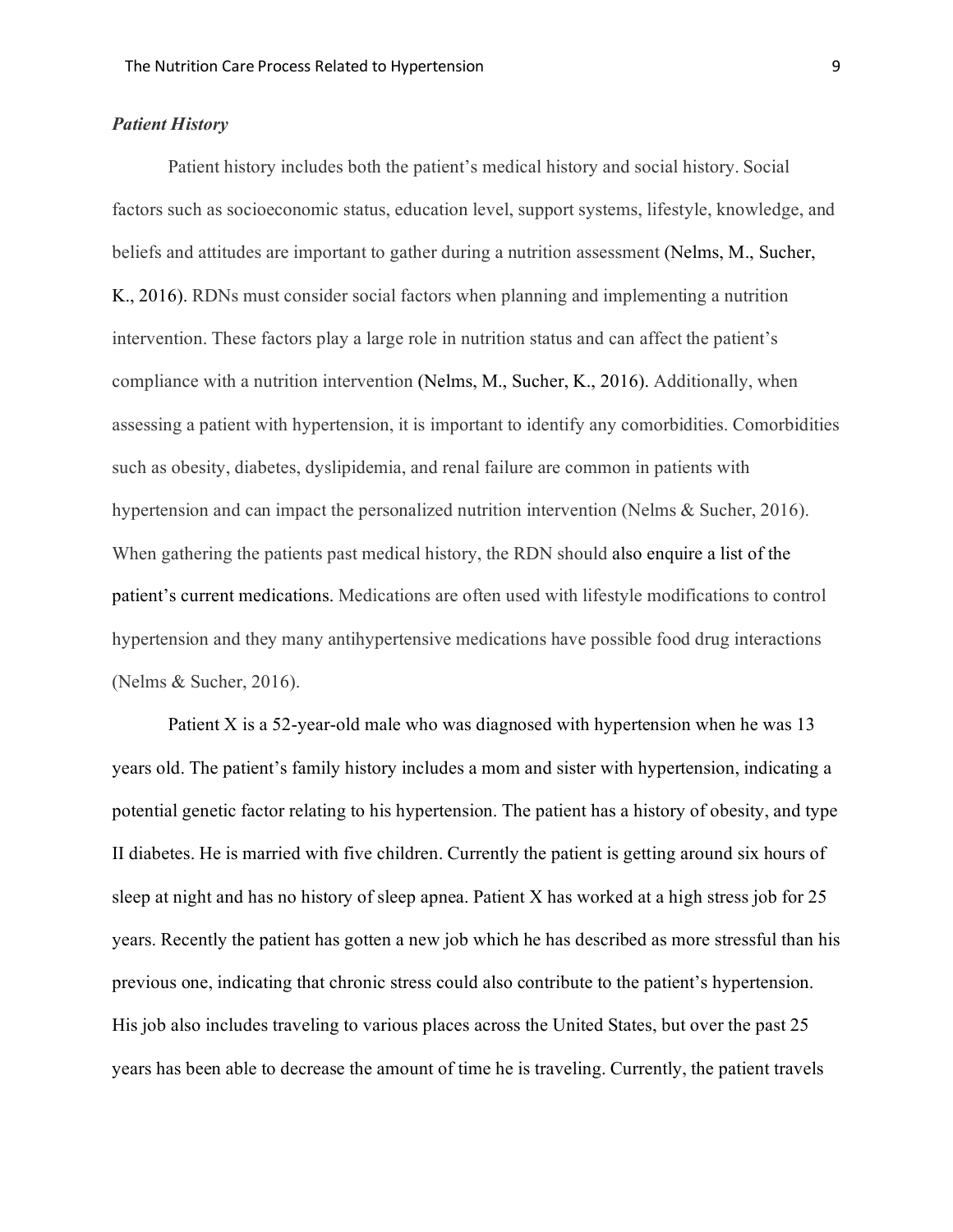### *Patient History*

Patient history includes both the patient's medical history and social history. Social factors such as socioeconomic status, education level, support systems, lifestyle, knowledge, and beliefs and attitudes are important to gather during a nutrition assessment (Nelms, M., Sucher, K., 2016). RDNs must consider social factors when planning and implementing a nutrition intervention. These factors play a large role in nutrition status and can affect the patient's compliance with a nutrition intervention (Nelms, M., Sucher, K., 2016). Additionally, when assessing a patient with hypertension, it is important to identify any comorbidities. Comorbidities such as obesity, diabetes, dyslipidemia, and renal failure are common in patients with hypertension and can impact the personalized nutrition intervention (Nelms & Sucher, 2016). When gathering the patients past medical history, the RDN should also enquire a list of the patient's current medications. Medications are often used with lifestyle modifications to control hypertension and they many antihypertensive medications have possible food drug interactions (Nelms & Sucher, 2016).

Patient X is a 52-year-old male who was diagnosed with hypertension when he was 13 years old. The patient's family history includes a mom and sister with hypertension, indicating a potential genetic factor relating to his hypertension. The patient has a history of obesity, and type II diabetes. He is married with five children. Currently the patient is getting around six hours of sleep at night and has no history of sleep apnea. Patient X has worked at a high stress job for 25 years. Recently the patient has gotten a new job which he has described as more stressful than his previous one, indicating that chronic stress could also contribute to the patient's hypertension. His job also includes traveling to various places across the United States, but over the past 25 years has been able to decrease the amount of time he is traveling. Currently, the patient travels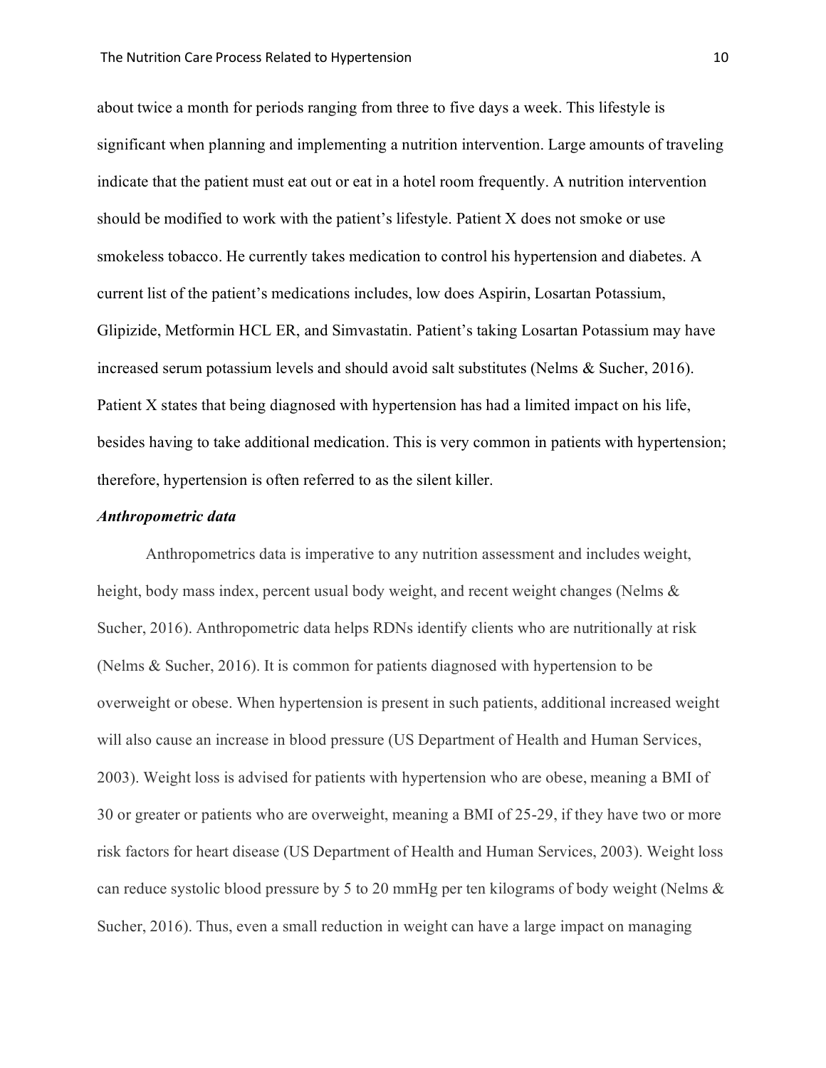about twice a month for periods ranging from three to five days a week. This lifestyle is significant when planning and implementing a nutrition intervention. Large amounts of traveling indicate that the patient must eat out or eat in a hotel room frequently. A nutrition intervention should be modified to work with the patient's lifestyle. Patient X does not smoke or use smokeless tobacco. He currently takes medication to control his hypertension and diabetes. A current list of the patient's medications includes, low does Aspirin, Losartan Potassium, Glipizide, Metformin HCL ER, and Simvastatin. Patient's taking Losartan Potassium may have increased serum potassium levels and should avoid salt substitutes (Nelms & Sucher, 2016). Patient X states that being diagnosed with hypertension has had a limited impact on his life, besides having to take additional medication. This is very common in patients with hypertension; therefore, hypertension is often referred to as the silent killer.

***Anthropometric data***

Anthropometrics data is imperative to any nutrition assessment and includes weight, height, body mass index, percent usual body weight, and recent weight changes (Nelms & Sucher, 2016). Anthropometric data helps RDNs identify clients who are nutritionally at risk (Nelms & Sucher, 2016). It is common for patients diagnosed with hypertension to be overweight or obese. When hypertension is present in such patients, additional increased weight will also cause an increase in blood pressure (US Department of Health and Human Services, 2003). Weight loss is advised for patients with hypertension who are obese, meaning a BMI of 30 or greater or patients who are overweight, meaning a BMI of 25-29, if they have two or more risk factors for heart disease (US Department of Health and Human Services, 2003). Weight loss can reduce systolic blood pressure by 5 to 20 mmHg per ten kilograms of body weight (Nelms & Sucher, 2016). Thus, even a small reduction in weight can have a large impact on managing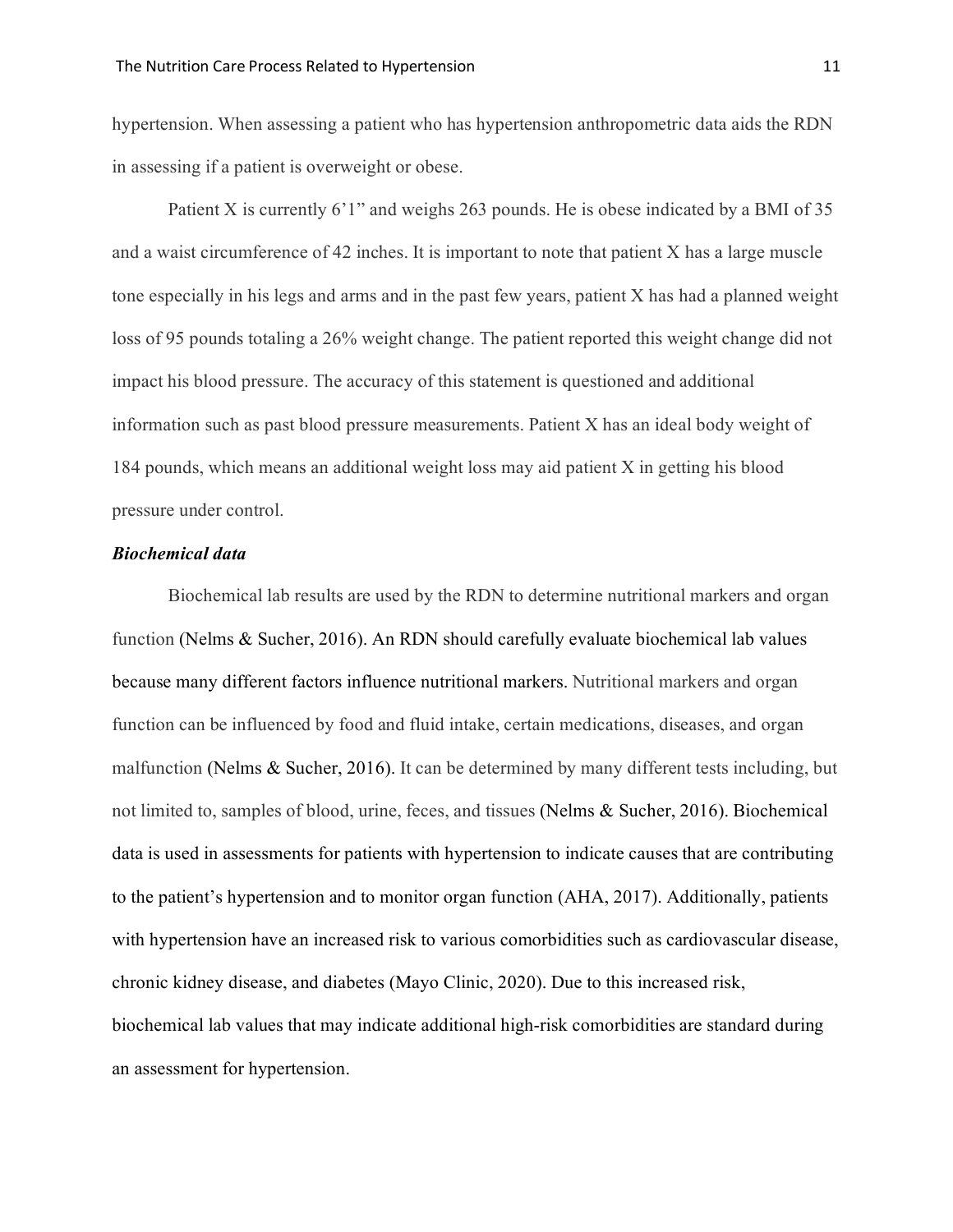hypertension. When assessing a patient who has hypertension anthropometric data aids the RDN in assessing if a patient is overweight or obese.

Patient X is currently 6'1" and weighs 263 pounds. He is obese indicated by a BMI of 35 and a waist circumference of 42 inches. It is important to note that patient X has a large muscle tone especially in his legs and arms and in the past few years, patient X has had a planned weight loss of 95 pounds totaling a 26% weight change. The patient reported this weight change did not impact his blood pressure. The accuracy of this statement is questioned and additional information such as past blood pressure measurements. Patient X has an ideal body weight of 184 pounds, which means an additional weight loss may aid patient X in getting his blood pressure under control.

***Biochemical data***

Biochemical lab results are used by the RDN to determine nutritional markers and organ function (Nelms & Sucher, 2016). An RDN should carefully evaluate biochemical lab values because many different factors influence nutritional markers. Nutritional markers and organ function can be influenced by food and fluid intake, certain medications, diseases, and organ malfunction (Nelms & Sucher, 2016). It can be determined by many different tests including, but not limited to, samples of blood, urine, feces, and tissues (Nelms & Sucher, 2016). Biochemical data is used in assessments for patients with hypertension to indicate causes that are contributing to the patient's hypertension and to monitor organ function (AHA, 2017). Additionally, patients with hypertension have an increased risk to various comorbidities such as cardiovascular disease, chronic kidney disease, and diabetes (Mayo Clinic, 2020). Due to this increased risk, biochemical lab values that may indicate additional high-risk comorbidities are standard during an assessment for hypertension.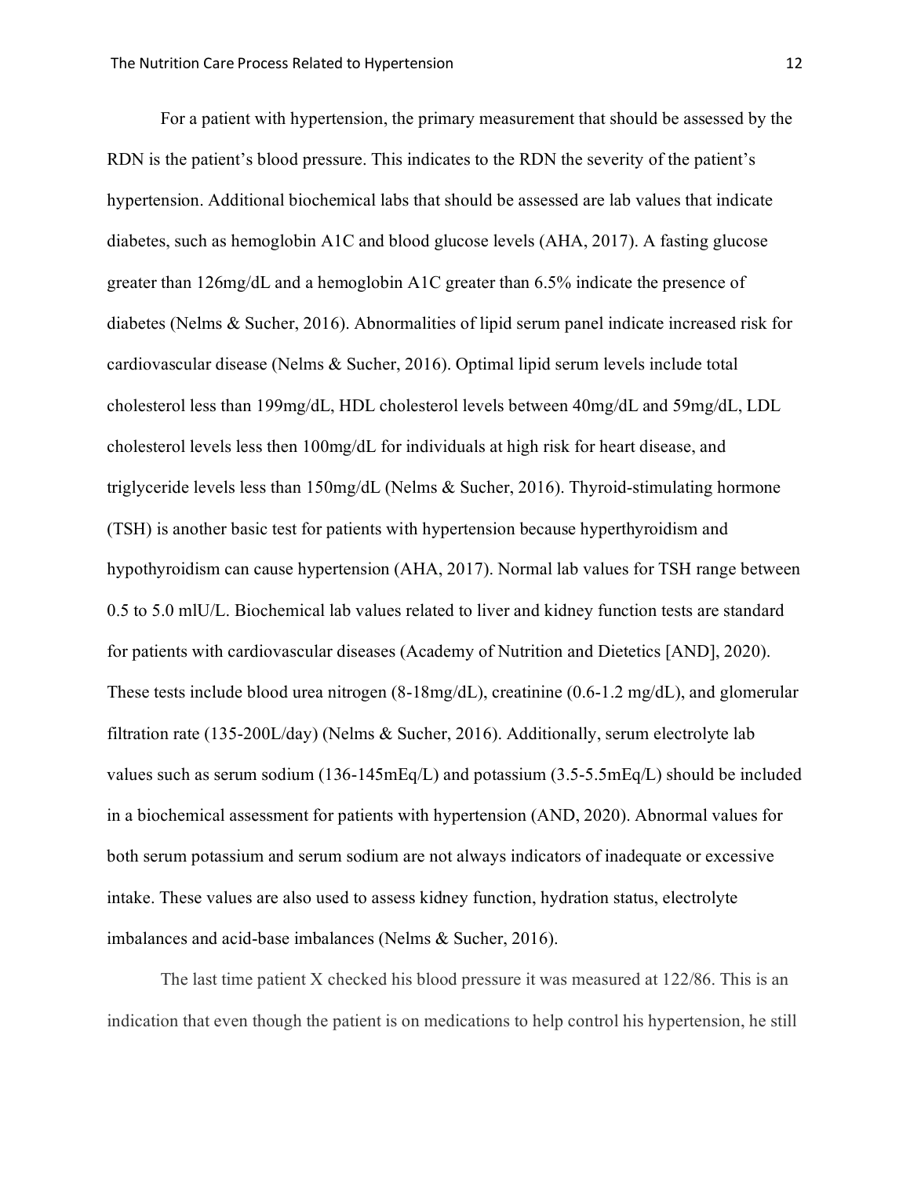For a patient with hypertension, the primary measurement that should be assessed by the RDN is the patient's blood pressure. This indicates to the RDN the severity of the patient's hypertension. Additional biochemical labs that should be assessed are lab values that indicate diabetes, such as hemoglobin A1C and blood glucose levels (AHA, 2017). A fasting glucose greater than 126mg/dL and a hemoglobin A1C greater than 6.5% indicate the presence of diabetes (Nelms & Sucher, 2016). Abnormalities of lipid serum panel indicate increased risk for cardiovascular disease (Nelms & Sucher, 2016). Optimal lipid serum levels include total cholesterol less than 199mg/dL, HDL cholesterol levels between 40mg/dL and 59mg/dL, LDL cholesterol levels less then 100mg/dL for individuals at high risk for heart disease, and triglyceride levels less than 150mg/dL (Nelms & Sucher, 2016). Thyroid-stimulating hormone (TSH) is another basic test for patients with hypertension because hyperthyroidism and hypothyroidism can cause hypertension (AHA, 2017). Normal lab values for TSH range between 0.5 to 5.0 mlU/L. Biochemical lab values related to liver and kidney function tests are standard for patients with cardiovascular diseases (Academy of Nutrition and Dietetics [AND], 2020). These tests include blood urea nitrogen (8-18mg/dL), creatinine (0.6-1.2 mg/dL), and glomerular filtration rate (135-200L/day) (Nelms & Sucher, 2016). Additionally, serum electrolyte lab values such as serum sodium (136-145mEq/L) and potassium (3.5-5.5mEq/L) should be included in a biochemical assessment for patients with hypertension (AND, 2020). Abnormal values for both serum potassium and serum sodium are not always indicators of inadequate or excessive intake. These values are also used to assess kidney function, hydration status, electrolyte imbalances and acid-base imbalances (Nelms & Sucher, 2016).

The last time patient X checked his blood pressure it was measured at 122/86. This is an indication that even though the patient is on medications to help control his hypertension, he still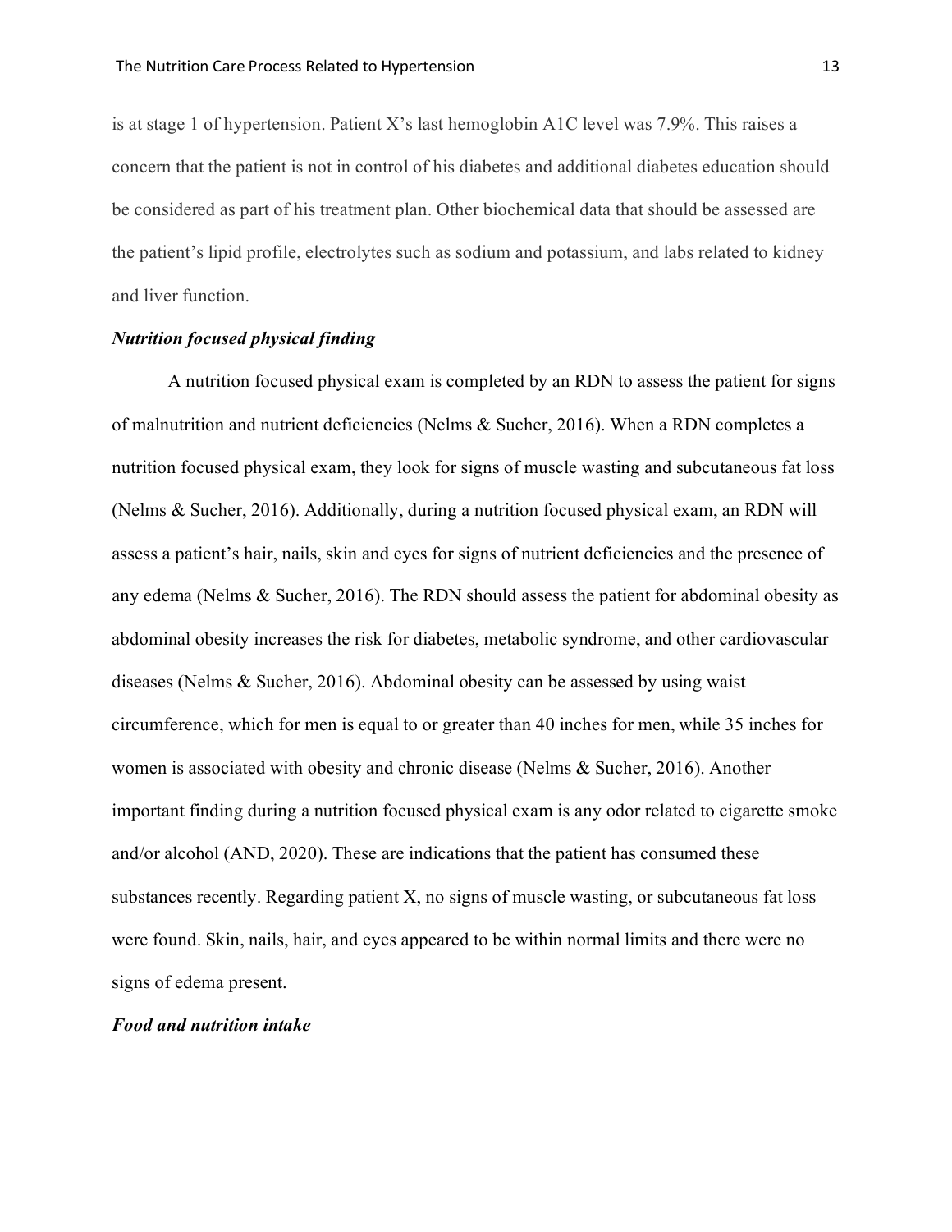is at stage 1 of hypertension. Patient X's last hemoglobin A1C level was 7.9%. This raises a concern that the patient is not in control of his diabetes and additional diabetes education should be considered as part of his treatment plan. Other biochemical data that should be assessed are the patient's lipid profile, electrolytes such as sodium and potassium, and labs related to kidney and liver function.

***Nutrition focused physical finding***

A nutrition focused physical exam is completed by an RDN to assess the patient for signs of malnutrition and nutrient deficiencies (Nelms & Sucher, 2016). When a RDN completes a nutrition focused physical exam, they look for signs of muscle wasting and subcutaneous fat loss (Nelms & Sucher, 2016). Additionally, during a nutrition focused physical exam, an RDN will assess a patient's hair, nails, skin and eyes for signs of nutrient deficiencies and the presence of any edema (Nelms & Sucher, 2016). The RDN should assess the patient for abdominal obesity as abdominal obesity increases the risk for diabetes, metabolic syndrome, and other cardiovascular diseases (Nelms & Sucher, 2016). Abdominal obesity can be assessed by using waist circumference, which for men is equal to or greater than 40 inches for men, while 35 inches for women is associated with obesity and chronic disease (Nelms & Sucher, 2016). Another important finding during a nutrition focused physical exam is any odor related to cigarette smoke and/or alcohol (AND, 2020). These are indications that the patient has consumed these substances recently. Regarding patient X, no signs of muscle wasting, or subcutaneous fat loss were found. Skin, nails, hair, and eyes appeared to be within normal limits and there were no signs of edema present.

***Food and nutrition intake***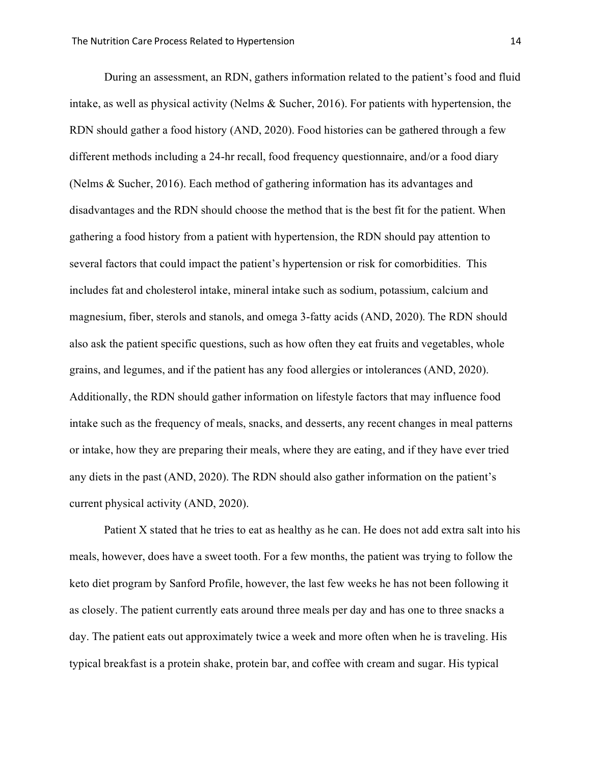During an assessment, an RDN, gathers information related to the patient's food and fluid intake, as well as physical activity (Nelms & Sucher, 2016). For patients with hypertension, the RDN should gather a food history (AND, 2020). Food histories can be gathered through a few different methods including a 24-hr recall, food frequency questionnaire, and/or a food diary (Nelms & Sucher, 2016). Each method of gathering information has its advantages and disadvantages and the RDN should choose the method that is the best fit for the patient. When gathering a food history from a patient with hypertension, the RDN should pay attention to several factors that could impact the patient's hypertension or risk for comorbidities. This includes fat and cholesterol intake, mineral intake such as sodium, potassium, calcium and magnesium, fiber, sterols and stanols, and omega 3-fatty acids (AND, 2020). The RDN should also ask the patient specific questions, such as how often they eat fruits and vegetables, whole grains, and legumes, and if the patient has any food allergies or intolerances (AND, 2020). Additionally, the RDN should gather information on lifestyle factors that may influence food intake such as the frequency of meals, snacks, and desserts, any recent changes in meal patterns or intake, how they are preparing their meals, where they are eating, and if they have ever tried any diets in the past (AND, 2020). The RDN should also gather information on the patient's current physical activity (AND, 2020).

Patient X stated that he tries to eat as healthy as he can. He does not add extra salt into his meals, however, does have a sweet tooth. For a few months, the patient was trying to follow the keto diet program by Sanford Profile, however, the last few weeks he has not been following it as closely. The patient currently eats around three meals per day and has one to three snacks a day. The patient eats out approximately twice a week and more often when he is traveling. His typical breakfast is a protein shake, protein bar, and coffee with cream and sugar. His typical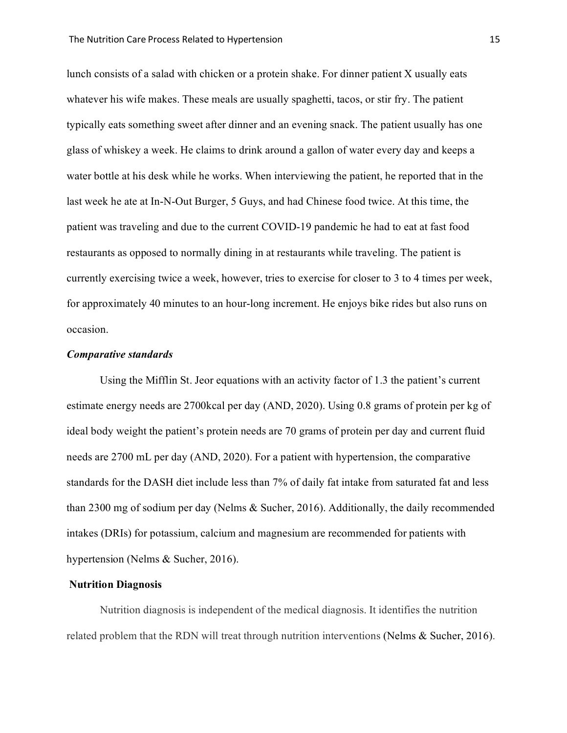lunch consists of a salad with chicken or a protein shake. For dinner patient X usually eats whatever his wife makes. These meals are usually spaghetti, tacos, or stir fry. The patient typically eats something sweet after dinner and an evening snack. The patient usually has one glass of whiskey a week. He claims to drink around a gallon of water every day and keeps a water bottle at his desk while he works. When interviewing the patient, he reported that in the last week he ate at In-N-Out Burger, 5 Guys, and had Chinese food twice. At this time, the patient was traveling and due to the current COVID-19 pandemic he had to eat at fast food restaurants as opposed to normally dining in at restaurants while traveling. The patient is currently exercising twice a week, however, tries to exercise for closer to 3 to 4 times per week, for approximately 40 minutes to an hour-long increment. He enjoys bike rides but also runs on occasion.

### *Comparative standards*

Using the Mifflin St. Jeor equations with an activity factor of 1.3 the patient's current estimate energy needs are 2700kcal per day (AND, 2020). Using 0.8 grams of protein per kg of ideal body weight the patient's protein needs are 70 grams of protein per day and current fluid needs are 2700 mL per day (AND, 2020). For a patient with hypertension, the comparative standards for the DASH diet include less than 7% of daily fat intake from saturated fat and less than 2300 mg of sodium per day (Nelms & Sucher, 2016). Additionally, the daily recommended intakes (DRIs) for potassium, calcium and magnesium are recommended for patients with hypertension (Nelms & Sucher, 2016).

## **Nutrition Diagnosis**

Nutrition diagnosis is independent of the medical diagnosis. It identifies the nutrition related problem that the RDN will treat through nutrition interventions (Nelms & Sucher, 2016).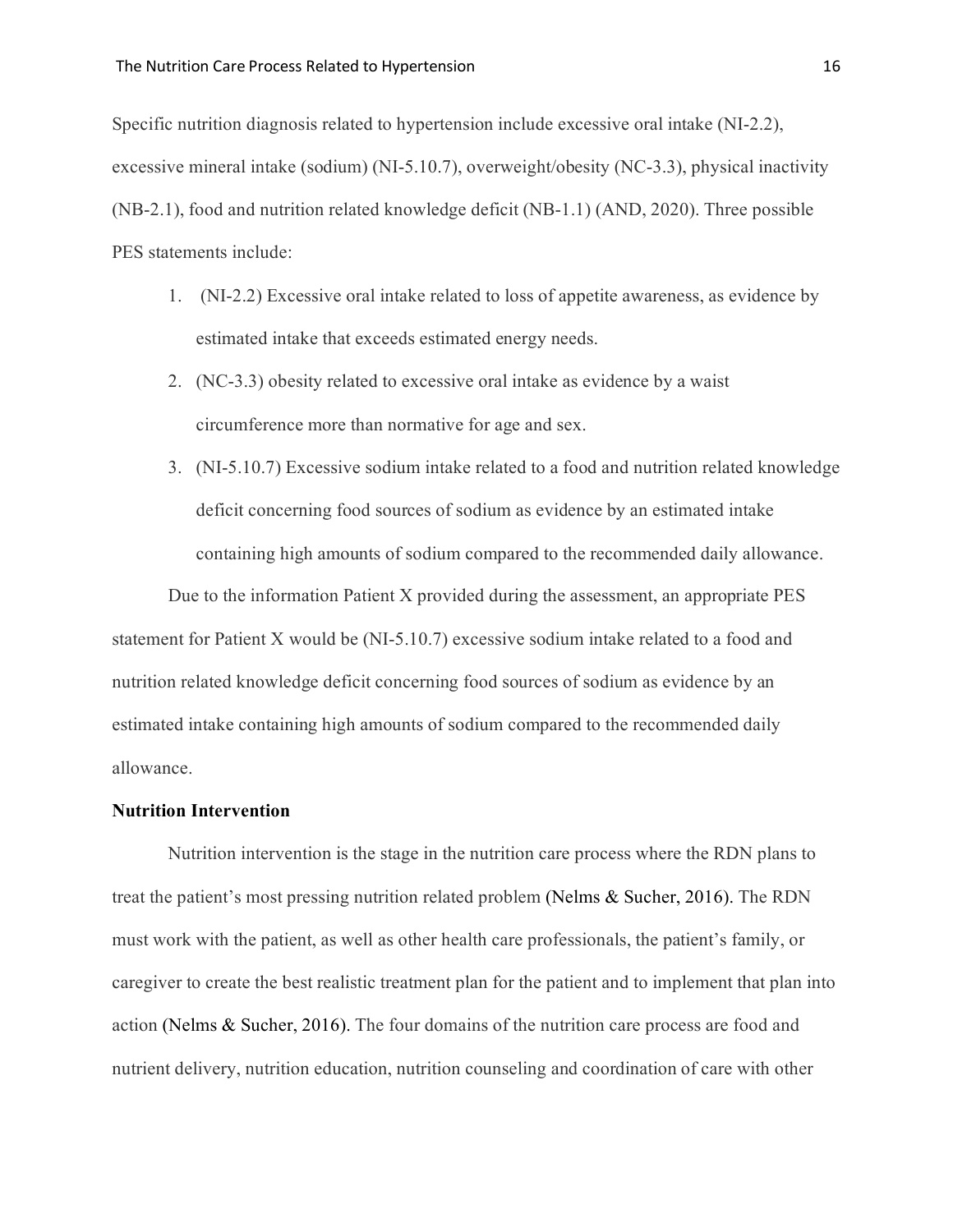Specific nutrition diagnosis related to hypertension include excessive oral intake (NI-2.2), excessive mineral intake (sodium) (NI-5.10.7), overweight/obesity (NC-3.3), physical inactivity (NB-2.1), food and nutrition related knowledge deficit (NB-1.1) (AND, 2020). Three possible PES statements include:

1. (NI-2.2) Excessive oral intake related to loss of appetite awareness, as evidence by estimated intake that exceeds estimated energy needs.
2. (NC-3.3) obesity related to excessive oral intake as evidence by a waist circumference more than normative for age and sex.
3. (NI-5.10.7) Excessive sodium intake related to a food and nutrition related knowledge deficit concerning food sources of sodium as evidence by an estimated intake containing high amounts of sodium compared to the recommended daily allowance.

Due to the information Patient X provided during the assessment, an appropriate PES statement for Patient X would be (NI-5.10.7) excessive sodium intake related to a food and nutrition related knowledge deficit concerning food sources of sodium as evidence by an estimated intake containing high amounts of sodium compared to the recommended daily allowance.

**Nutrition Intervention**

Nutrition intervention is the stage in the nutrition care process where the RDN plans to treat the patient's most pressing nutrition related problem (Nelms & Sucher, 2016). The RDN must work with the patient, as well as other health care professionals, the patient's family, or caregiver to create the best realistic treatment plan for the patient and to implement that plan into action (Nelms & Sucher, 2016). The four domains of the nutrition care process are food and nutrient delivery, nutrition education, nutrition counseling and coordination of care with other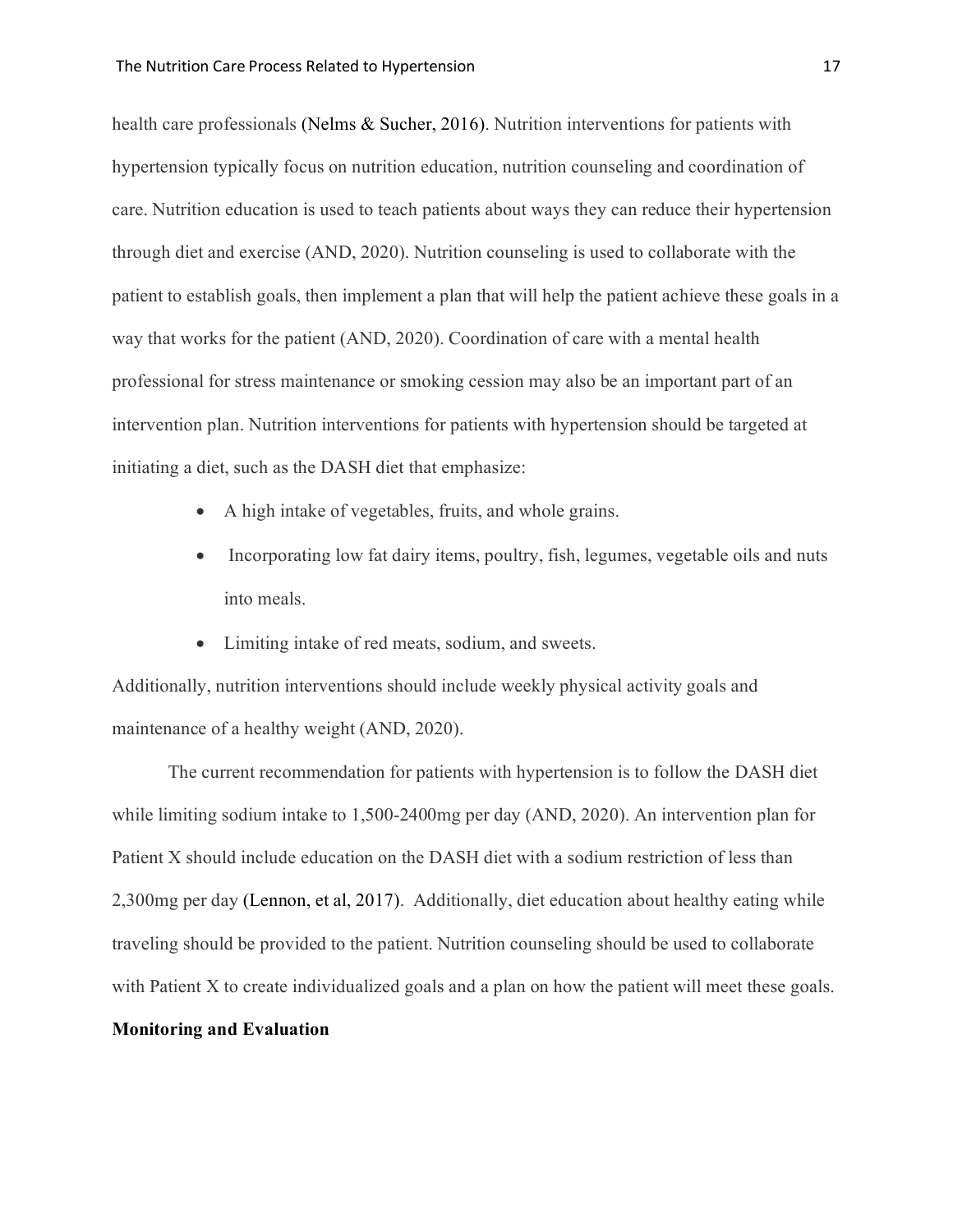health care professionals (Nelms & Sucher, 2016). Nutrition interventions for patients with hypertension typically focus on nutrition education, nutrition counseling and coordination of care. Nutrition education is used to teach patients about ways they can reduce their hypertension through diet and exercise (AND, 2020). Nutrition counseling is used to collaborate with the patient to establish goals, then implement a plan that will help the patient achieve these goals in a way that works for the patient (AND, 2020). Coordination of care with a mental health professional for stress maintenance or smoking cession may also be an important part of an intervention plan. Nutrition interventions for patients with hypertension should be targeted at initiating a diet, such as the DASH diet that emphasize:

- A high intake of vegetables, fruits, and whole grains.
- Incorporating low fat dairy items, poultry, fish, legumes, vegetable oils and nuts into meals.
- Limiting intake of red meats, sodium, and sweets.

Additionally, nutrition interventions should include weekly physical activity goals and maintenance of a healthy weight (AND, 2020).

The current recommendation for patients with hypertension is to follow the DASH diet while limiting sodium intake to 1,500-2400mg per day (AND, 2020). An intervention plan for Patient X should include education on the DASH diet with a sodium restriction of less than 2,300mg per day (Lennon, et al, 2017). Additionally, diet education about healthy eating while traveling should be provided to the patient. Nutrition counseling should be used to collaborate with Patient X to create individualized goals and a plan on how the patient will meet these goals.

**Monitoring and Evaluation**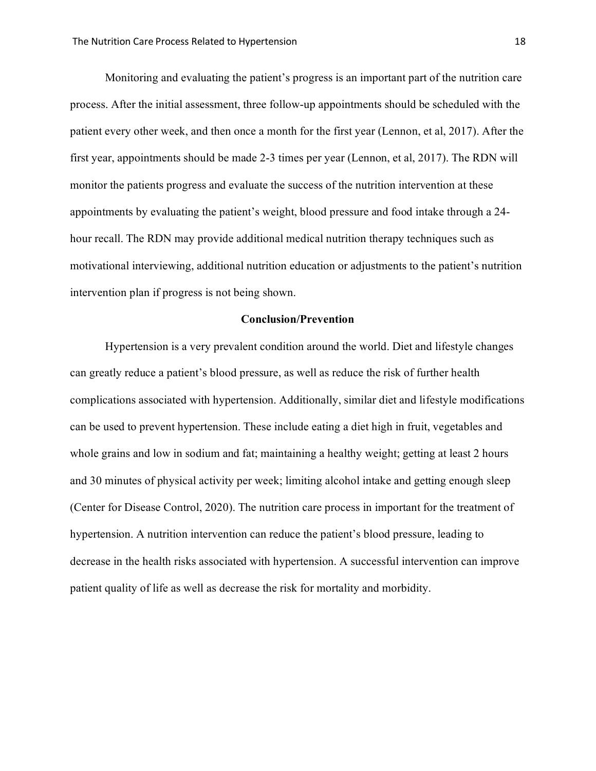Monitoring and evaluating the patient's progress is an important part of the nutrition care process. After the initial assessment, three follow-up appointments should be scheduled with the patient every other week, and then once a month for the first year (Lennon, et al, 2017). After the first year, appointments should be made 2-3 times per year (Lennon, et al, 2017). The RDN will monitor the patients progress and evaluate the success of the nutrition intervention at these appointments by evaluating the patient's weight, blood pressure and food intake through a 24-hour recall. The RDN may provide additional medical nutrition therapy techniques such as motivational interviewing, additional nutrition education or adjustments to the patient's nutrition intervention plan if progress is not being shown.

## Conclusion/Prevention

Hypertension is a very prevalent condition around the world. Diet and lifestyle changes can greatly reduce a patient's blood pressure, as well as reduce the risk of further health complications associated with hypertension. Additionally, similar diet and lifestyle modifications can be used to prevent hypertension. These include eating a diet high in fruit, vegetables and whole grains and low in sodium and fat; maintaining a healthy weight; getting at least 2 hours and 30 minutes of physical activity per week; limiting alcohol intake and getting enough sleep (Center for Disease Control, 2020). The nutrition care process in important for the treatment of hypertension. A nutrition intervention can reduce the patient's blood pressure, leading to decrease in the health risks associated with hypertension. A successful intervention can improve patient quality of life as well as decrease the risk for mortality and morbidity.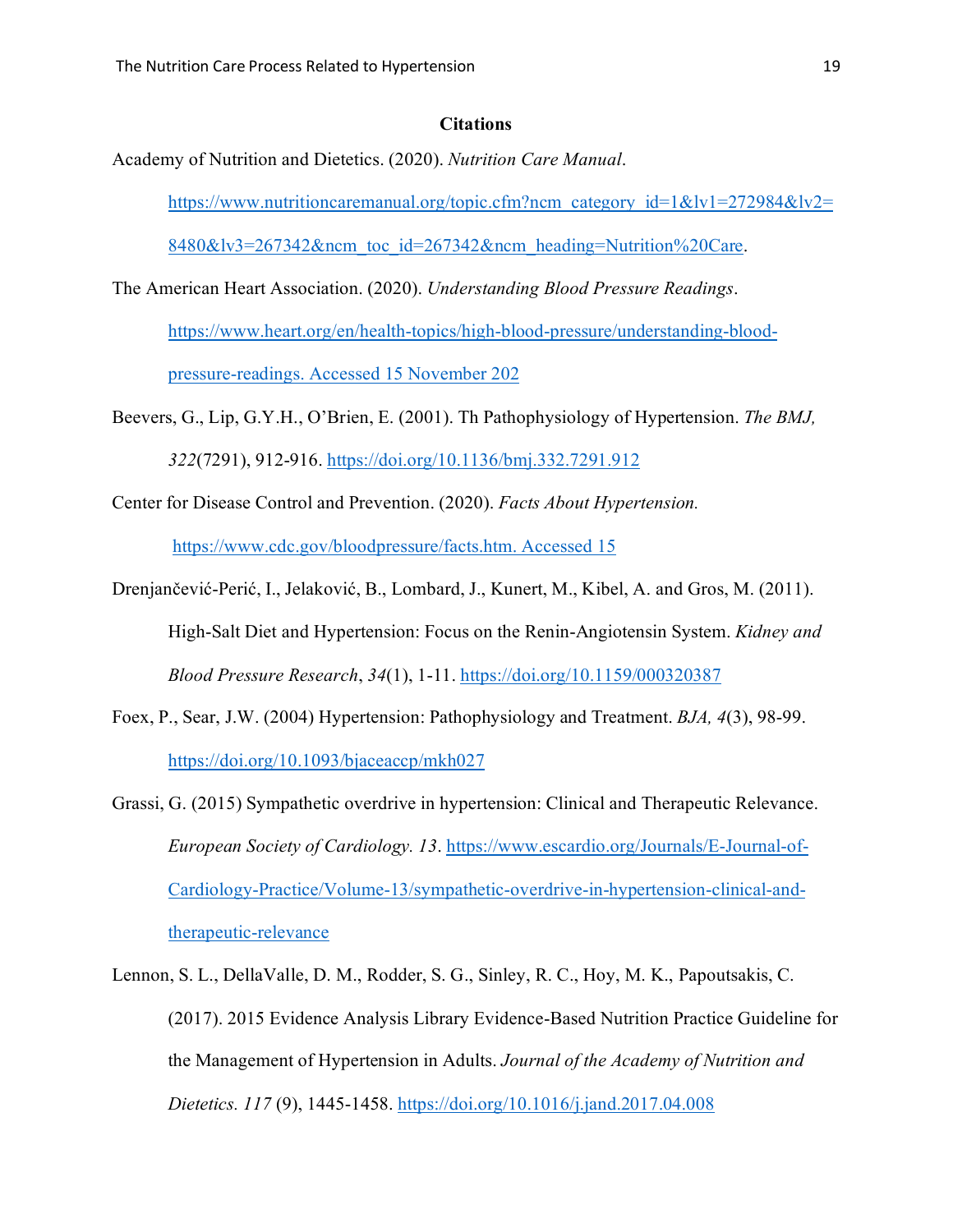**Citations**

Academy of Nutrition and Dietetics. (2020). *Nutrition Care Manual*. https://www.nutritioncaremanual.org/topic.cfm?ncm_category_id=1&lv1=272984&lv2=8480&lv3=267342&ncm_toc_id=267342&ncm_heading=Nutrition%20Care.

The American Heart Association. (2020). *Understanding Blood Pressure Readings*. https://www.heart.org/en/health-topics/high-blood-pressure/understanding-blood-pressure-readings. Accessed 15 November 202

Beevers, G., Lip, G.Y.H., O'Brien, E. (2001). Th Pathophysiology of Hypertension. *The BMJ, 322*(7291), 912-916. https://doi.org/10.1136/bmj.332.7291.912

Center for Disease Control and Prevention. (2020). *Facts About Hypertension.* https://www.cdc.gov/bloodpressure/facts.htm. Accessed 15

Drenjančević-Perić, I., Jelaković, B., Lombard, J., Kunert, M., Kibel, A. and Gros, M. (2011). High-Salt Diet and Hypertension: Focus on the Renin-Angiotensin System. *Kidney and Blood Pressure Research*, *34*(1), 1-11. https://doi.org/10.1159/000320387

Foex, P., Sear, J.W. (2004) Hypertension: Pathophysiology and Treatment. *BJA, 4*(3), 98-99. https://doi.org/10.1093/bjaceaccp/mkh027

Grassi, G. (2015) Sympathetic overdrive in hypertension: Clinical and Therapeutic Relevance. *European Society of Cardiology. 13*. https://www.escardio.org/Journals/E-Journal-of-Cardiology-Practice/Volume-13/sympathetic-overdrive-in-hypertension-clinical-and-therapeutic-relevance

Lennon, S. L., DellaValle, D. M., Rodder, S. G., Sinley, R. C., Hoy, M. K., Papoutsakis, C. (2017). 2015 Evidence Analysis Library Evidence-Based Nutrition Practice Guideline for the Management of Hypertension in Adults. *Journal of the Academy of Nutrition and Dietetics. 117* (9), 1445-1458. https://doi.org/10.1016/j.jand.2017.04.008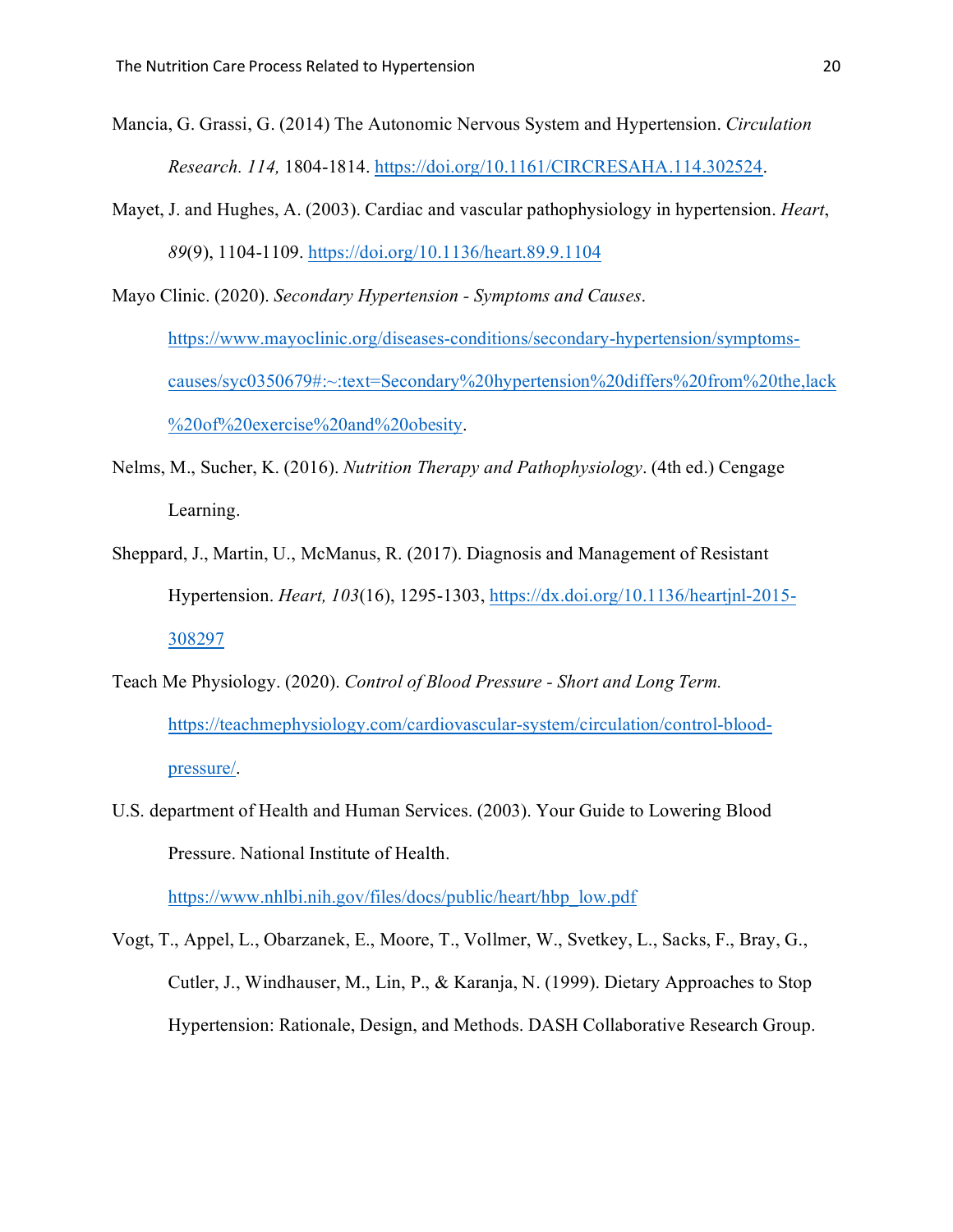Mancia, G. Grassi, G. (2014) The Autonomic Nervous System and Hypertension. *Circulation Research. 114,* 1804-1814. https://doi.org/10.1161/CIRCRESAHA.114.302524.

Mayet, J. and Hughes, A. (2003). Cardiac and vascular pathophysiology in hypertension. *Heart*, *89*(9), 1104-1109. https://doi.org/10.1136/heart.89.9.1104

Mayo Clinic. (2020). *Secondary Hypertension - Symptoms and Causes*. https://www.mayoclinic.org/diseases-conditions/secondary-hypertension/symptoms-causes/syc0350679#:~:text=Secondary%20hypertension%20differs%20from%20the,lack%20of%20exercise%20and%20obesity.

Nelms, M., Sucher, K. (2016). *Nutrition Therapy and Pathophysiology*. (4th ed.) Cengage Learning.

Sheppard, J., Martin, U., McManus, R. (2017). Diagnosis and Management of Resistant Hypertension. *Heart, 103*(16), 1295-1303, https://dx.doi.org/10.1136/heartjnl-2015-308297

Teach Me Physiology. (2020). *Control of Blood Pressure - Short and Long Term.* https://teachmephysiology.com/cardiovascular-system/circulation/control-blood-pressure/.

U.S. department of Health and Human Services. (2003). Your Guide to Lowering Blood Pressure. National Institute of Health. https://www.nhlbi.nih.gov/files/docs/public/heart/hbp_low.pdf

Vogt, T., Appel, L., Obarzanek, E., Moore, T., Vollmer, W., Svetkey, L., Sacks, F., Bray, G., Cutler, J., Windhauser, M., Lin, P., & Karanja, N. (1999). Dietary Approaches to Stop Hypertension: Rationale, Design, and Methods. DASH Collaborative Research Group.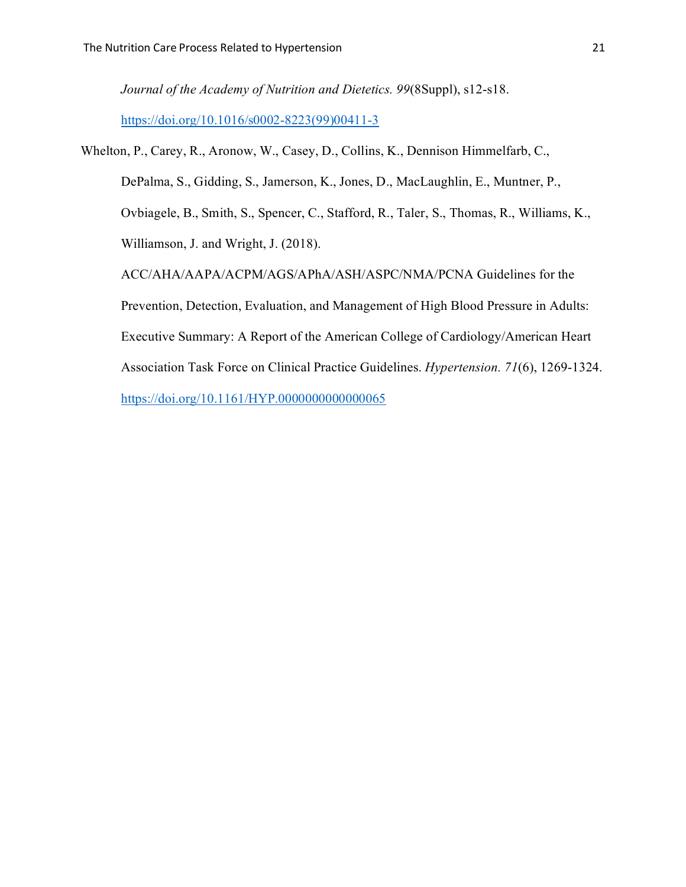*Journal of the Academy of Nutrition and Dietetics. 99*(8Suppl), s12-s18. https://doi.org/10.1016/s0002-8223(99)00411-3

Whelton, P., Carey, R., Aronow, W., Casey, D., Collins, K., Dennison Himmelfarb, C., DePalma, S., Gidding, S., Jamerson, K., Jones, D., MacLaughlin, E., Muntner, P., Ovbiagele, B., Smith, S., Spencer, C., Stafford, R., Taler, S., Thomas, R., Williams, K., Williamson, J. and Wright, J. (2018). ACC/AHA/AAPA/ACPM/AGS/APhA/ASH/ASPC/NMA/PCNA Guidelines for the Prevention, Detection, Evaluation, and Management of High Blood Pressure in Adults: Executive Summary: A Report of the American College of Cardiology/American Heart Association Task Force on Clinical Practice Guidelines. *Hypertension. 71*(6), 1269-1324. https://doi.org/10.1161/HYP.0000000000000065